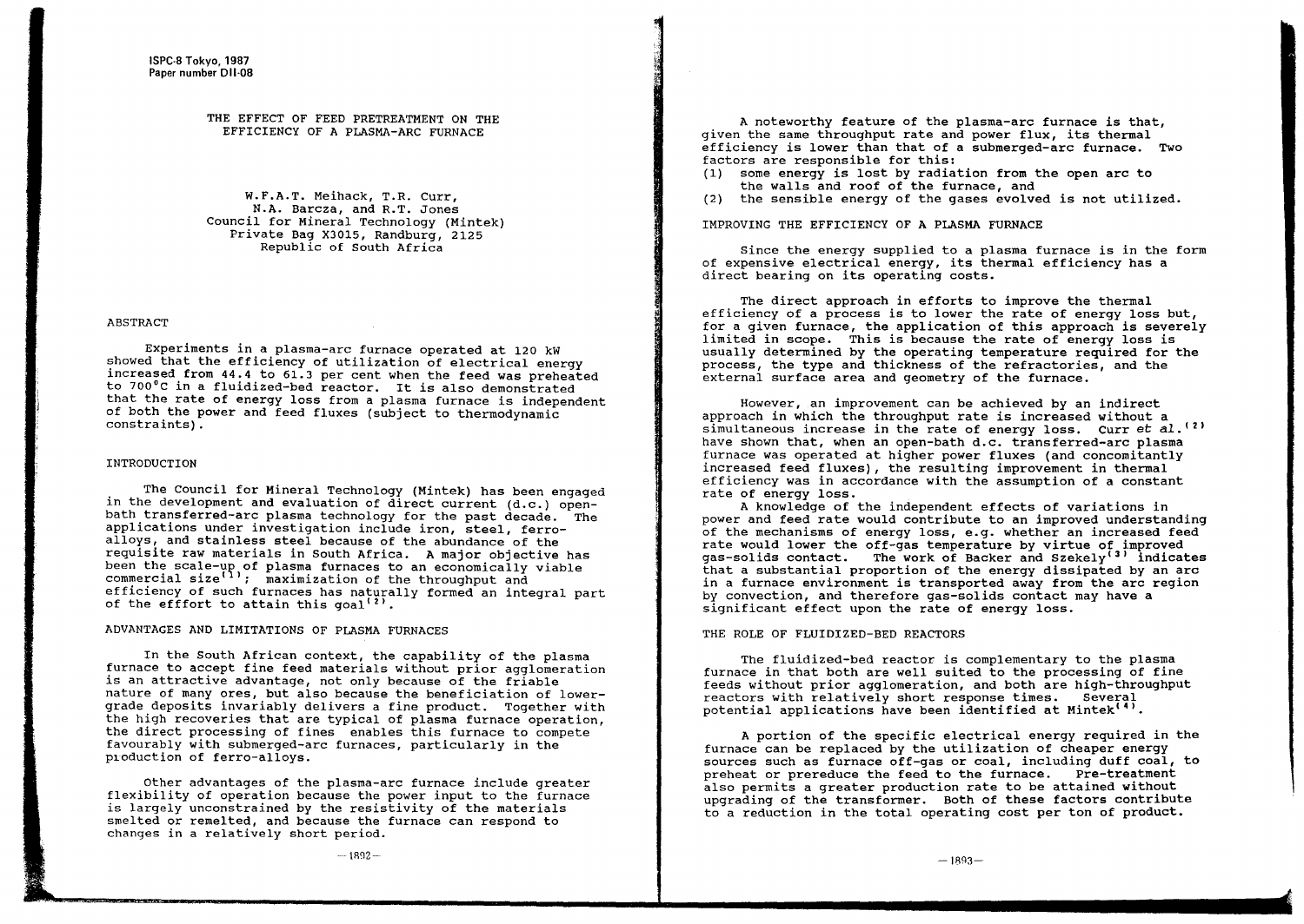ISPC-8 Tokyo, 1987
Paper number DII-08

# THE EFFECT OF FEED PRETREATMENT ON THE EFFICIENCY OF A PLASMA-ARC FURNACE

W.F.A.T. Meihack, T.R. Curr, N.A. Barcza, and R.T. Jones
Council for Mineral Technology (Mintek)
Private Bag X3015, Randburg, 2125
Republic of South Africa

## ABSTRACT

Experiments in a plasma-arc furnace operated at 120 kW showed that the efficiency of utilization of electrical energy increased from 44.4 to 61.3 per cent when the feed was preheated to 700°C in a fluidized-bed reactor. It is also demonstrated that the rate of energy loss from a plasma furnace is independent of both the power and feed fluxes (subject to thermodynamic constraints).

## INTRODUCTION

The Council for Mineral Technology (Mintek) has been engaged in the development and evaluation of direct current (d.c.) open-bath transferred-arc plasma technology for the past decade. The applications under investigation include iron, steel, ferro-alloys, and stainless steel because of the abundance of the requisite raw materials in South Africa. A major objective has been the scale-up of plasma furnaces to an economically viable commercial size[1]; maximization of the throughput and efficiency of such furnaces has naturally formed an integral part of the efffort to attain this goal[2].

## ADVANTAGES AND LIMITATIONS OF PLASMA FURNACES

In the South African context, the capability of the plasma furnace to accept fine feed materials without prior agglomeration is an attractive advantage, not only because of the friable nature of many ores, but also because the beneficiation of lower-grade deposits invariably delivers a fine product. Together with the high recoveries that are typical of plasma furnace operation, the direct processing of fines enables this furnace to compete favourably with submerged-arc furnaces, particularly in the production of ferro-alloys.

Other advantages of the plasma-arc furnace include greater flexibility of operation because the power input to the furnace is largely unconstrained by the resistivity of the materials smelted or remelted, and because the furnace can respond to changes in a relatively short period.

A noteworthy feature of the plasma-arc furnace is that, given the same throughput rate and power flux, its thermal efficiency is lower than that of a submerged-arc furnace. Two factors are responsible for this:

(1) some energy is lost by radiation from the open arc to the walls and roof of the furnace, and
(2) the sensible energy of the gases evolved is not utilized.

## IMPROVING THE EFFICIENCY OF A PLASMA FURNACE

Since the energy supplied to a plasma furnace is in the form of expensive electrical energy, its thermal efficiency has a direct bearing on its operating costs.

The direct approach in efforts to improve the thermal efficiency of a process is to lower the rate of energy loss but, for a given furnace, the application of this approach is severely limited in scope. This is because the rate of energy loss is usually determined by the operating temperature required for the process, the type and thickness of the refractories, and the external surface area and geometry of the furnace.

However, an improvement can be achieved by an indirect approach in which the throughput rate is increased without a simultaneous increase in the rate of energy loss. Curr *et al.*[2] have shown that, when an open-bath d.c. transferred-arc plasma furnace was operated at higher power fluxes (and concomitantly increased feed fluxes), the resulting improvement in thermal efficiency was in accordance with the assumption of a constant rate of energy loss.

A knowledge of the independent effects of variations in power and feed rate would contribute to an improved understanding of the mechanisms of energy loss, e.g. whether an increased feed rate would lower the off-gas temperature by virtue of improved gas-solids contact. The work of Backer and Szekely[3] indicates that a substantial proportion of the energy dissipated by an arc in a furnace environment is transported away from the arc region by convection, and therefore gas-solids contact may have a significant effect upon the rate of energy loss.

## THE ROLE OF FLUIDIZED-BED REACTORS

The fluidized-bed reactor is complementary to the plasma furnace in that both are well suited to the processing of fine feeds without prior agglomeration, and both are high-throughput reactors with relatively short response times. Several potential applications have been identified at Mintek[4].

A portion of the specific electrical energy required in the furnace can be replaced by the utilization of cheaper energy sources such as furnace off-gas or coal, including duff coal, to preheat or prereduce the feed to the furnace. Pre-treatment also permits a greater production rate to be attained without upgrading of the transformer. Both of these factors contribute to a reduction in the total operating cost per ton of product.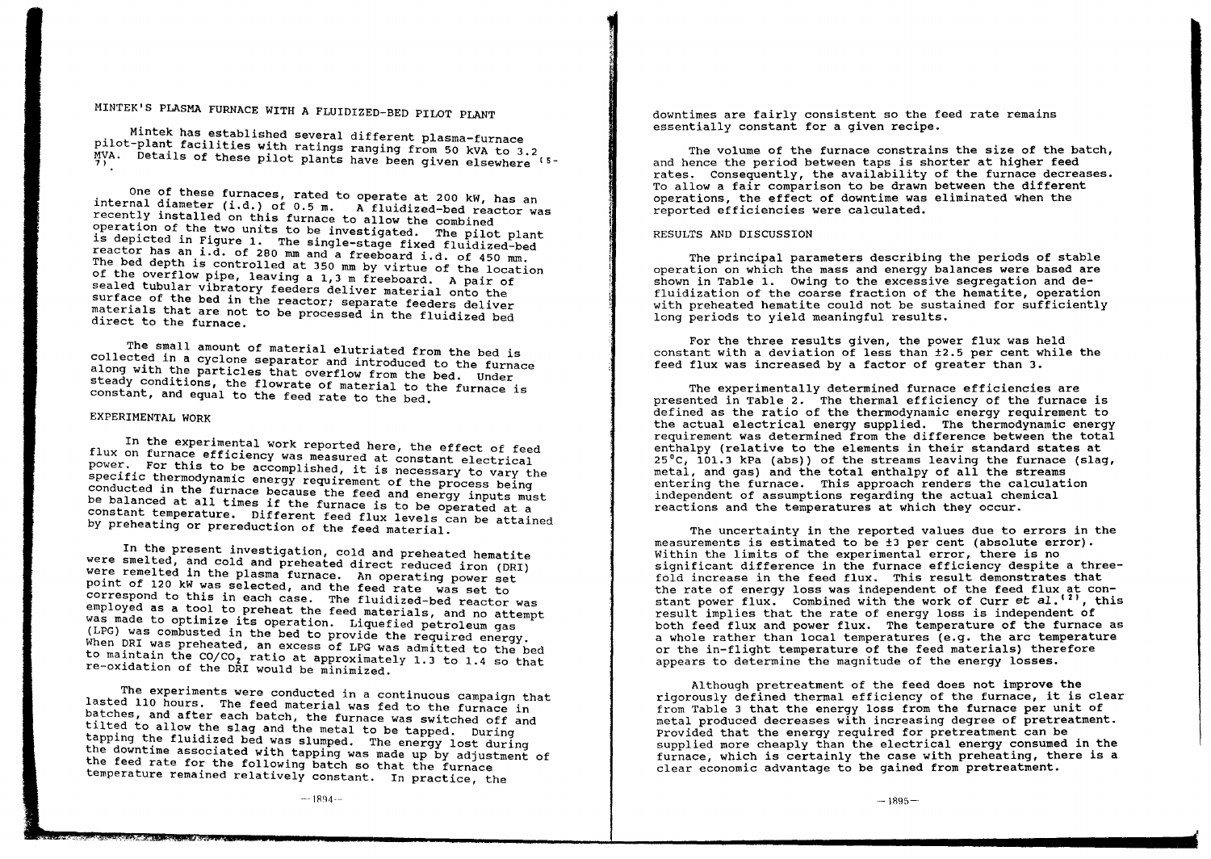## MINTEK'S PLASMA FURNACE WITH A FLUIDIZED-BED PILOT PLANT

Mintek has established several different plasma-furnace pilot-plant facilities with ratings ranging from 50 kVA to 3.2 MVA. Details of these pilot plants have been given elsewhere [5-7].

One of these furnaces, rated to operate at 200 kW, has an internal diameter (i.d.) of 0.5 m. A fluidized-bed reactor was recently installed on this furnace to allow the combined operation of the two units to be investigated. The pilot plant is depicted in Figure 1. The single-stage fixed fluidized-bed reactor has an i.d. of 280 mm and a freeboard i.d. of 450 mm. The bed depth is controlled at 350 mm by virtue of the location of the overflow pipe, leaving a 1,3 m freeboard. A pair of sealed tubular vibratory feeders deliver material onto the surface of the bed in the reactor; separate feeders deliver materials that are not to be processed in the fluidized bed direct to the furnace.

The small amount of material elutriated from the bed is collected in a cyclone separator and introduced to the furnace along with the particles that overflow from the bed. Under steady conditions, the flowrate of material to the furnace is constant, and equal to the feed rate to the bed.

## EXPERIMENTAL WORK

In the experimental work reported here, the effect of feed flux on furnace efficiency was measured at constant electrical power. For this to be accomplished, it is necessary to vary the specific thermodynamic energy requirement of the process being conducted in the furnace because the feed and energy inputs must be balanced at all times if the furnace is to be operated at a constant temperature. Different feed flux levels can be attained by preheating or prereduction of the feed material.

In the present investigation, cold and preheated hematite were smelted, and cold and preheated direct reduced iron (DRI) were remelted in the plasma furnace. An operating power set point of 120 kW was selected, and the feed rate was set to correspond to this in each case. The fluidized-bed reactor was employed as a tool to preheat the feed materials, and no attempt was made to optimize its operation. Liquefied petroleum gas (LPG) was combusted in the bed to provide the required energy. When DRI was preheated, an excess of LPG was admitted to the bed to maintain the $CO/CO_2$ ratio at approximately 1.3 to 1.4 so that re-oxidation of the DRI would be minimized.

The experiments were conducted in a continuous campaign that lasted 110 hours. The feed material was fed to the furnace in batches, and after each batch, the furnace was switched off and tilted to allow the slag and the metal to be tapped. During tapping the fluidized bed was slumped. The energy lost during the downtime associated with tapping was made up by adjustment of the feed rate for the following batch so that the furnace temperature remained relatively constant. In practice, the downtimes are fairly consistent so the feed rate remains essentially constant for a given recipe.

The volume of the furnace constrains the size of the batch, and hence the period between taps is shorter at higher feed rates. Consequently, the availability of the furnace decreases. To allow a fair comparison to be drawn between the different operations, the effect of downtime was eliminated when the reported efficiencies were calculated.

## RESULTS AND DISCUSSION

The principal parameters describing the periods of stable operation on which the mass and energy balances were based are shown in Table 1. Owing to the excessive segregation and defluidization of the coarse fraction of the hematite, operation with preheated hematite could not be sustained for sufficiently long periods to yield meaningful results.

For the three results given, the power flux was held constant with a deviation of less than ±2.5 per cent while the feed flux was increased by a factor of greater than 3.

The experimentally determined furnace efficiencies are presented in Table 2. The thermal efficiency of the furnace is defined as the ratio of the thermodynamic energy requirement to the actual electrical energy supplied. The thermodynamic energy requirement was determined from the difference between the total enthalpy (relative to the elements in their standard states at 25°C, 101.3 kPa (abs)) of the streams leaving the furnace (slag, metal, and gas) and the total enthalpy of all the streams entering the furnace. This approach renders the calculation independent of assumptions regarding the actual chemical reactions and the temperatures at which they occur.

The uncertainty in the reported values due to errors in the measurements is estimated to be ±3 per cent (absolute error). Within the limits of the experimental error, there is no significant difference in the furnace efficiency despite a threefold increase in the feed flux. This result demonstrates that the rate of energy loss was independent of the feed flux at constant power flux. Combined with the work of Curr *et al.*[2], this result implies that the rate of energy loss is independent of both feed flux and power flux. The temperature of the furnace as a whole rather than local temperatures (e.g. the arc temperature or the in-flight temperature of the feed materials) therefore appears to determine the magnitude of the energy losses.

Although pretreatment of the feed does not improve the rigorously defined thermal efficiency of the furnace, it is clear from Table 3 that the energy loss from the furnace per unit of metal produced decreases with increasing degree of pretreatment. Provided that the energy required for pretreatment can be supplied more cheaply than the electrical energy consumed in the furnace, which is certainly the case with preheating, there is a clear economic advantage to be gained from pretreatment.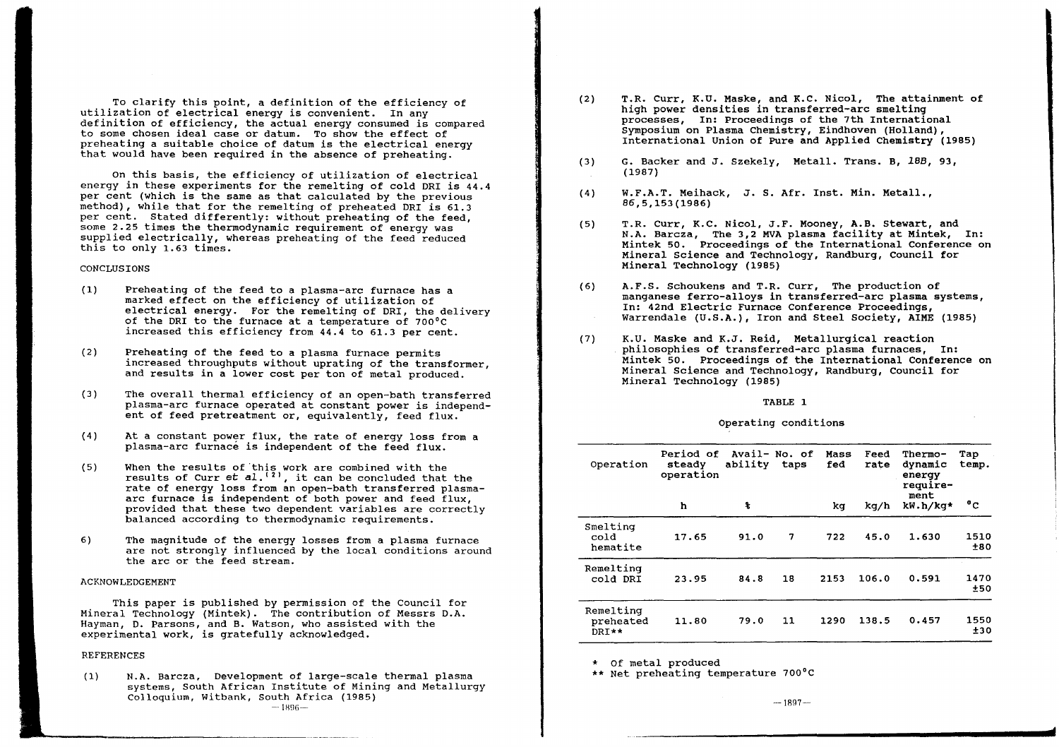To clarify this point, a definition of the efficiency of utilization of electrical energy is convenient. In any definition of efficiency, the actual energy consumed is compared to some chosen ideal case or datum. To show the effect of preheating a suitable choice of datum is the electrical energy that would have been required in the absence of preheating.

On this basis, the efficiency of utilization of electrical energy in these experiments for the remelting of cold DRI is 44.4 per cent (which is the same as that calculated by the previous method), while that for the remelting of preheated DRI is 61.3 per cent. Stated differently: without preheating of the feed, some 2.25 times the thermodynamic requirement of energy was supplied electrically, whereas preheating of the feed reduced this to only 1.63 times.

## CONCLUSIONS

(1) Preheating of the feed to a plasma-arc furnace has a marked effect on the efficiency of utilization of electrical energy. For the remelting of DRI, the delivery of the DRI to the furnace at a temperature of 700°C increased this efficiency from 44.4 to 61.3 per cent.

(2) Preheating of the feed to a plasma furnace permits increased throughputs without uprating of the transformer, and results in a lower cost per ton of metal produced.

(3) The overall thermal efficiency of an open-bath transferred plasma-arc furnace operated at constant power is independent of feed pretreatment or, equivalently, feed flux.

(4) At a constant power flux, the rate of energy loss from a plasma-arc furnace is independent of the feed flux.

(5) When the results of this work are combined with the results of Curr *et al.*[2], it can be concluded that the rate of energy loss from an open-bath transferred plasma-arc furnace is independent of both power and feed flux, provided that these two dependent variables are correctly balanced according to thermodynamic requirements.

6) The magnitude of the energy losses from a plasma furnace are not strongly influenced by the local conditions around the arc or the feed stream.

## ACKNOWLEDGEMENT

This paper is published by permission of the Council for Mineral Technology (Mintek). The contribution of Messrs D.A. Hayman, D. Parsons, and B. Watson, who assisted with the experimental work, is gratefully acknowledged.

## REFERENCES

(1) N.A. Barcza, Development of large-scale thermal plasma systems, South African Institute of Mining and Metallurgy Colloquium, Witbank, South Africa (1985)

(2) T.R. Curr, K.U. Maske, and K.C. Nicol, The attainment of high power densities in transferred-arc smelting processes, In: Proceedings of the 7th International Symposium on Plasma Chemistry, Eindhoven (Holland), International Union of Pure and Applied Chemistry (1985)

(3) G. Backer and J. Szekely, Metall. Trans. B, *18B*, 93, (1987)

(4) W.F.A.T. Meihack, J. S. Afr. Inst. Min. Metall., *86*,5,153(1986)

(5) T.R. Curr, K.C. Nicol, J.F. Mooney, A.B. Stewart, and N.A. Barcza, The 3,2 MVA plasma facility at Mintek, In: Mintek 50. Proceedings of the International Conference on Mineral Science and Technology, Randburg, Council for Mineral Technology (1985)

(6) A.F.S. Schoukens and T.R. Curr, The production of manganese ferro-alloys in transferred-arc plasma systems, In: 42nd Electric Furnace Conference Proceedings, Warrendale (U.S.A.), Iron and Steel Society, AIME (1985)

(7) K.U. Maske and K.J. Reid, Metallurgical reaction philosophies of transferred-arc plasma furnaces, In: Mintek 50. Proceedings of the International Conference on Mineral Science and Technology, Randburg, Council for Mineral Technology (1985)

TABLE 1

Operating conditions

| Operation | Period of steady operation | Availability | No. of taps | Mass fed | Feed rate | Thermodynamic energy requirement | Tap temp. |
|---|---|---|---|---|---|---|---|
| | h | % | | kg | kg/h | kW.h/kg* | °C |
| Smelting cold hematite | 17.65 | 91.0 | 7 | 722 | 45.0 | 1.630 | 1510 ±80 |
| Remelting cold DRI | 23.95 | 84.8 | 18 | 2153 | 106.0 | 0.591 | 1470 ±50 |
| Remelting preheated DRI** | 11.80 | 79.0 | 11 | 1290 | 138.5 | 0.457 | 1550 ±30 |

\* Of metal produced
** Net preheating temperature 700°C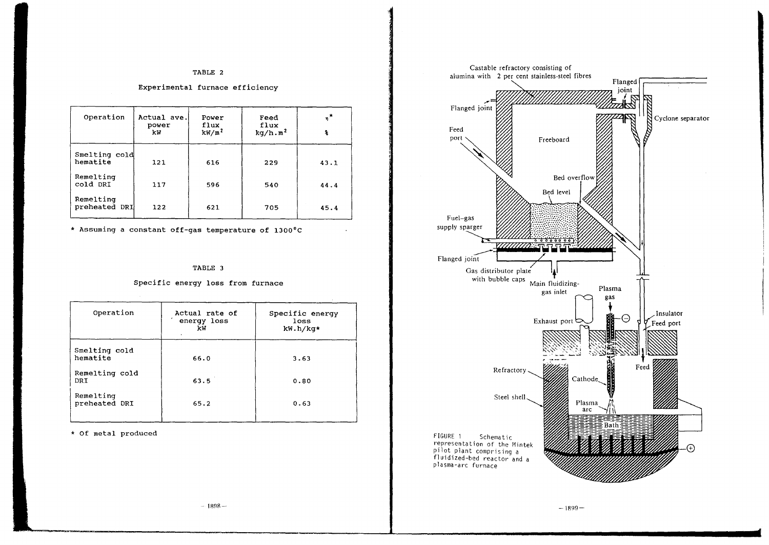TABLE 2

Experimental furnace efficiency

| Operation | Actual ave. power kW | Power flux kW/m² | Feed flux kg/h.m² | η* % |
|---|---|---|---|---|
| Smelting cold hematite | 121 | 616 | 229 | 43.1 |
| Remelting cold DRI | 117 | 596 | 540 | 44.4 |
| Remelting preheated DRI | 122 | 621 | 705 | 45.4 |

* Assuming a constant off-gas temperature of 1300°C

TABLE 3

Specific energy loss from furnace

| Operation | Actual rate of energy loss kW | Specific energy loss kW.h/kg* |
|---|---|---|
| Smelting cold hematite | 66.0 | 3.63 |
| Remelting cold DRI | 63.5 | 0.80 |
| Remelting preheated DRI | 65.2 | 0.63 |

* Of metal produced

Castable refractory consisting of alumina with 2 per cent stainless-steel fibres

Flanged joint

Flanged joint

Cyclone separator

Feed port

Freeboard

Bed overflow

Bed level

Fuel-gas supply sparger

Flanged joint

Gas distributor plate with bubble caps

Main fluidizing-gas inlet

Plasma gas

Exhaust port

Insulator

Feed port

Feed

Refractory

Cathode

Steel shell

Plasma arc

Bath

FIGURE 1 Schematic representation of the Mintek pilot plant comprising a fluidized-bed reactor and a plasma-arc furnace